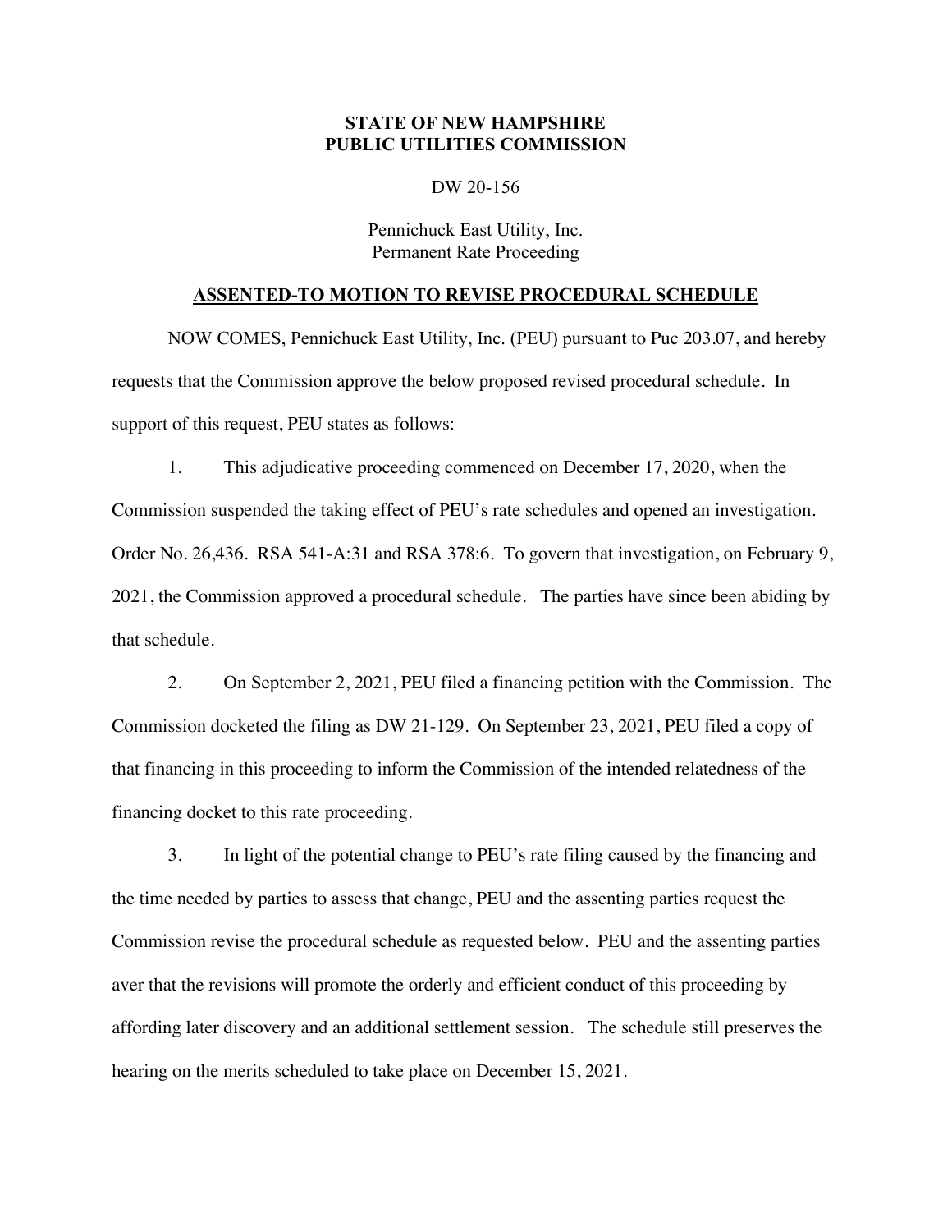**STATE OF NEW HAMPSHIRE**
**PUBLIC UTILITIES COMMISSION**

DW 20-156

Pennichuck East Utility, Inc.
Permanent Rate Proceeding

**ASSENTED-TO MOTION TO REVISE PROCEDURAL SCHEDULE**

NOW COMES, Pennichuck East Utility, Inc. (PEU) pursuant to Puc 203.07, and hereby requests that the Commission approve the below proposed revised procedural schedule. In support of this request, PEU states as follows:

1. This adjudicative proceeding commenced on December 17, 2020, when the Commission suspended the taking effect of PEU's rate schedules and opened an investigation. Order No. 26,436. RSA 541-A:31 and RSA 378:6. To govern that investigation, on February 9, 2021, the Commission approved a procedural schedule. The parties have since been abiding by that schedule.

2. On September 2, 2021, PEU filed a financing petition with the Commission. The Commission docketed the filing as DW 21-129. On September 23, 2021, PEU filed a copy of that financing in this proceeding to inform the Commission of the intended relatedness of the financing docket to this rate proceeding.

3. In light of the potential change to PEU's rate filing caused by the financing and the time needed by parties to assess that change, PEU and the assenting parties request the Commission revise the procedural schedule as requested below. PEU and the assenting parties aver that the revisions will promote the orderly and efficient conduct of this proceeding by affording later discovery and an additional settlement session. The schedule still preserves the hearing on the merits scheduled to take place on December 15, 2021.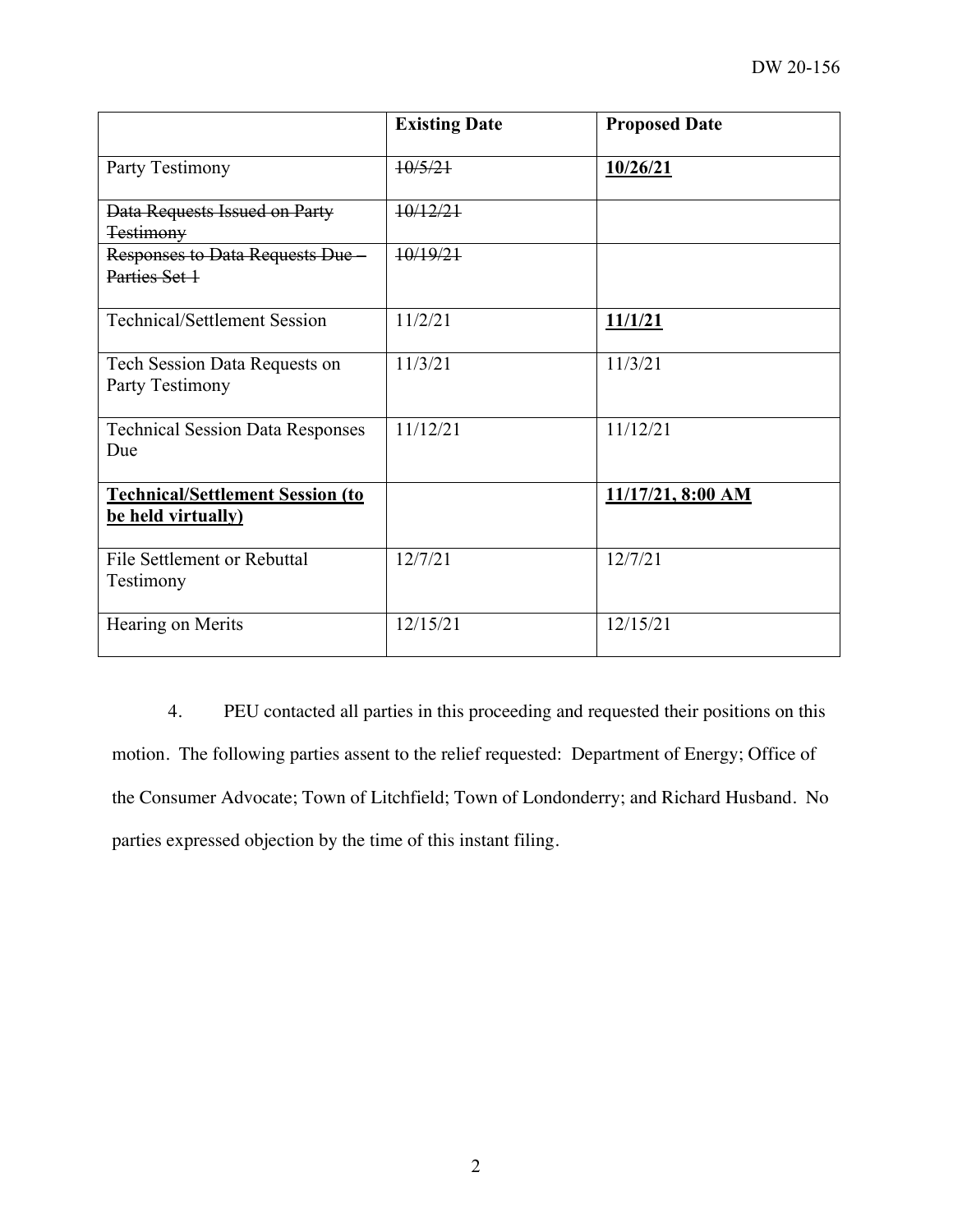| | **Existing Date** | **Proposed Date** |
|---|---|---|
| Party Testimony | ~~10/5/21~~ | **10/26/21** |
| ~~Data Requests Issued on Party Testimony~~ | ~~10/12/21~~ | |
| ~~Responses to Data Requests Due – Parties Set 1~~ | ~~10/19/21~~ | |
| Technical/Settlement Session | 11/2/21 | **11/1/21** |
| Tech Session Data Requests on Party Testimony | 11/3/21 | 11/3/21 |
| Technical Session Data Responses Due | 11/12/21 | 11/12/21 |
| **Technical/Settlement Session (to be held virtually)** | | **11/17/21, 8:00 AM** |
| File Settlement or Rebuttal Testimony | 12/7/21 | 12/7/21 |
| Hearing on Merits | 12/15/21 | 12/15/21 |

4. PEU contacted all parties in this proceeding and requested their positions on this motion. The following parties assent to the relief requested: Department of Energy; Office of the Consumer Advocate; Town of Litchfield; Town of Londonderry; and Richard Husband. No parties expressed objection by the time of this instant filing.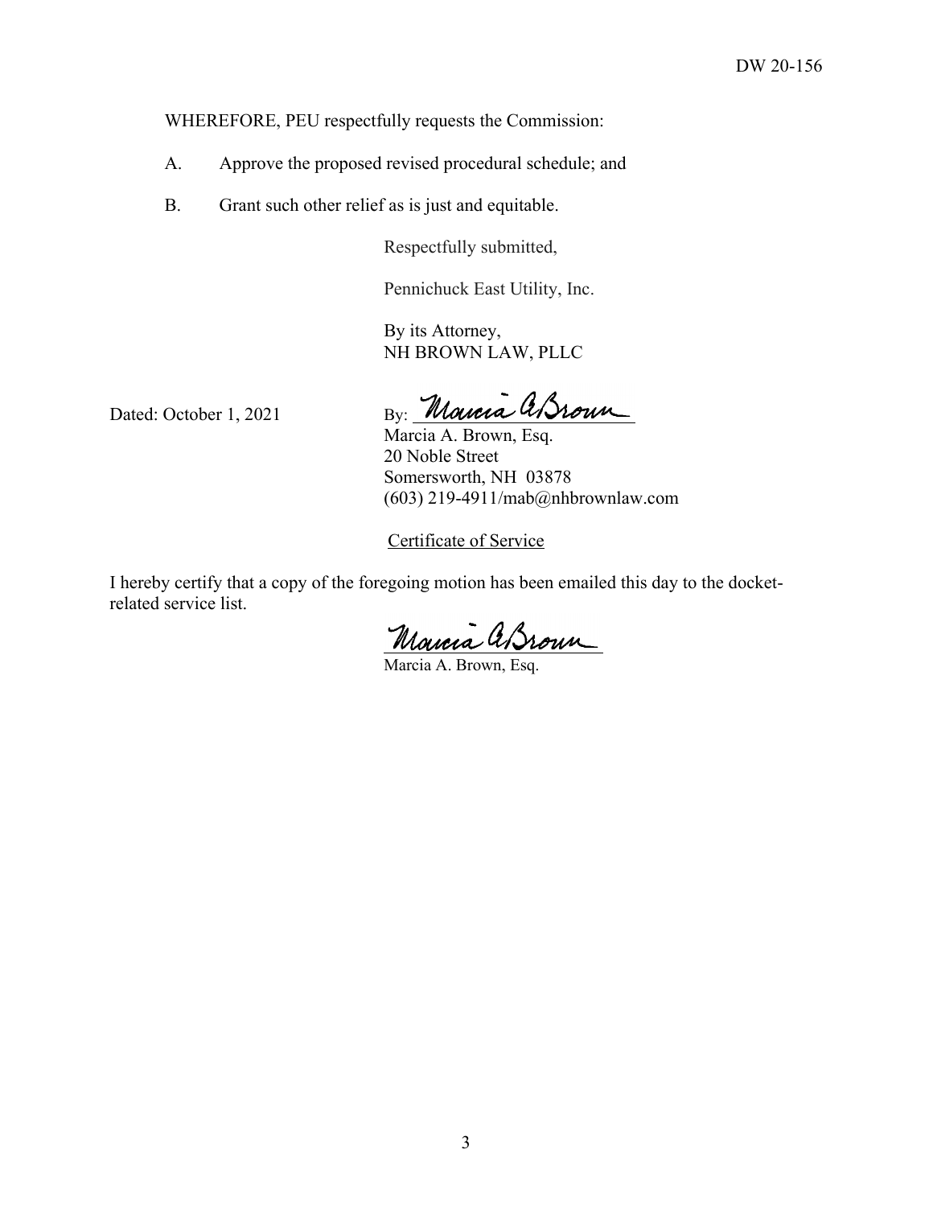WHEREFORE, PEU respectfully requests the Commission:

A. Approve the proposed revised procedural schedule; and

B. Grant such other relief as is just and equitable.

Respectfully submitted,

Pennichuck East Utility, Inc.

By its Attorney,
NH BROWN LAW, PLLC

Dated: October 1, 2021

By: Marcia A. Brown

Marcia A. Brown, Esq.
20 Noble Street
Somersworth, NH 03878
(603) 219-4911/mab@nhbrownlaw.com

Certificate of Service

I hereby certify that a copy of the foregoing motion has been emailed this day to the docket-related service list.

Marcia A. Brown

Marcia A. Brown, Esq.